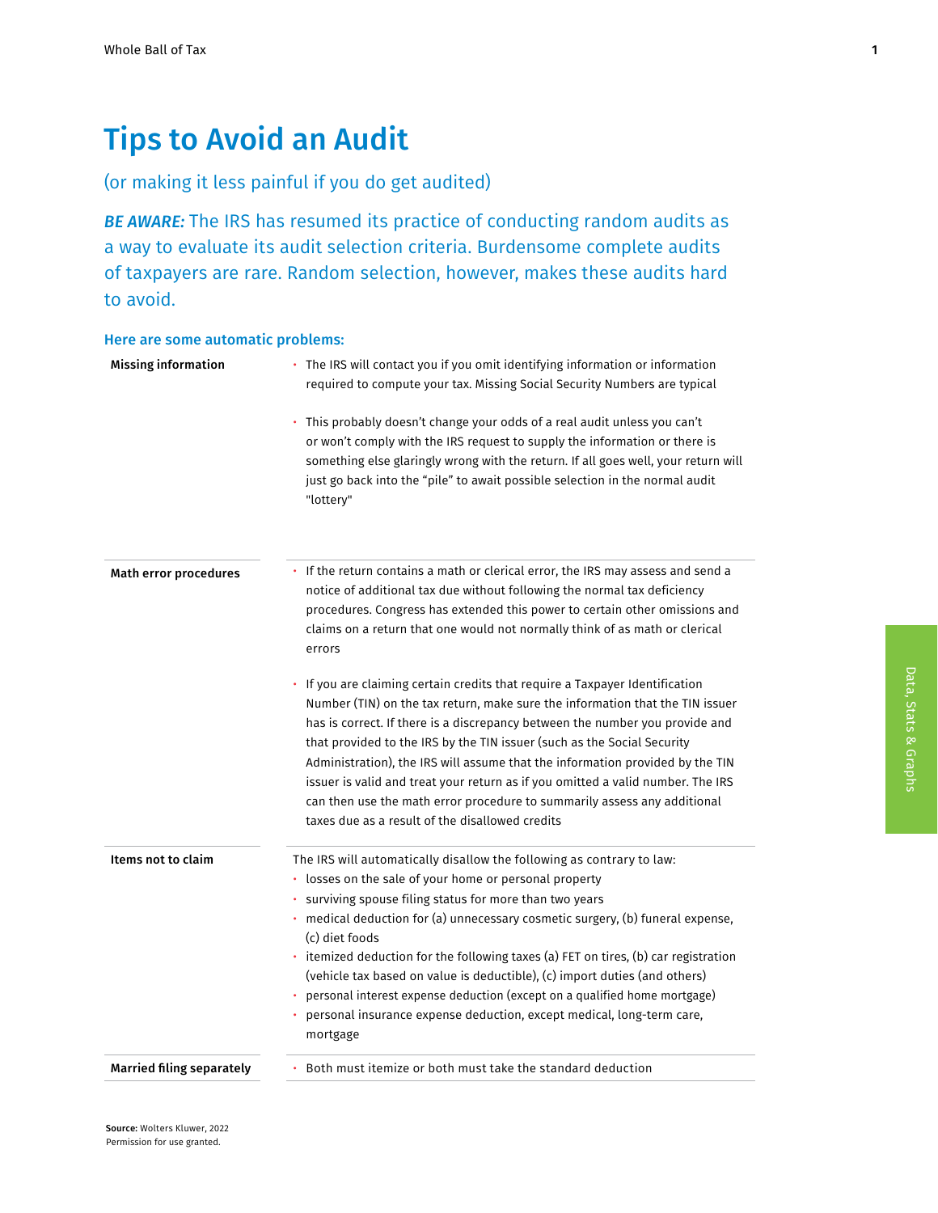# Tips to Avoid an Audit

(or making it less painful if you do get audited)

***BE AWARE:*** The IRS has resumed its practice of conducting random audits as a way to evaluate its audit selection criteria. Burdensome complete audits of taxpayers are rare. Random selection, however, makes these audits hard to avoid.

**Here are some automatic problems:**

| | |
|---|---|
| **Missing information** | • The IRS will contact you if you omit identifying information or information required to compute your tax. Missing Social Security Numbers are typical<br><br>• This probably doesn't change your odds of a real audit unless you can't or won't comply with the IRS request to supply the information or there is something else glaringly wrong with the return. If all goes well, your return will just go back into the "pile" to await possible selection in the normal audit "lottery" |
| **Math error procedures** | • If the return contains a math or clerical error, the IRS may assess and send a notice of additional tax due without following the normal tax deficiency procedures. Congress has extended this power to certain other omissions and claims on a return that one would not normally think of as math or clerical errors<br><br>• If you are claiming certain credits that require a Taxpayer Identification Number (TIN) on the tax return, make sure the information that the TIN issuer has is correct. If there is a discrepancy between the number you provide and that provided to the IRS by the TIN issuer (such as the Social Security Administration), the IRS will assume that the information provided by the TIN issuer is valid and treat your return as if you omitted a valid number. The IRS can then use the math error procedure to summarily assess any additional taxes due as a result of the disallowed credits |
| **Items not to claim** | The IRS will automatically disallow the following as contrary to law:<br>• losses on the sale of your home or personal property<br>• surviving spouse filing status for more than two years<br>• medical deduction for (a) unnecessary cosmetic surgery, (b) funeral expense, (c) diet foods<br>• itemized deduction for the following taxes (a) FET on tires, (b) car registration (vehicle tax based on value is deductible), (c) import duties (and others)<br>• personal interest expense deduction (except on a qualified home mortgage)<br>• personal insurance expense deduction, except medical, long-term care, mortgage |
| **Married filing separately** | • Both must itemize or both must take the standard deduction |

**Source:** Wolters Kluwer, 2022
Permission for use granted.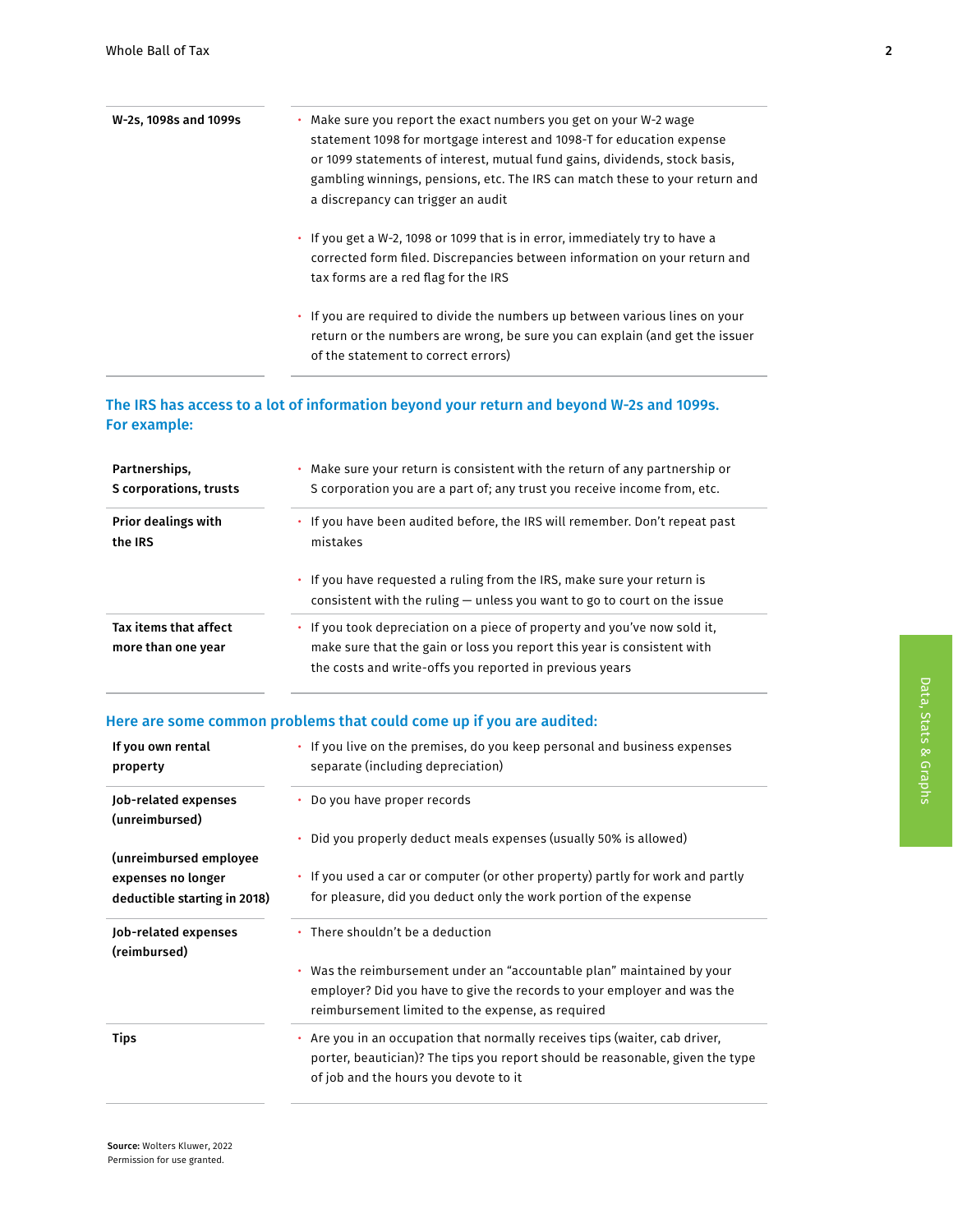| | |
|---|---|
| **W-2s, 1098s and 1099s** | • Make sure you report the exact numbers you get on your W-2 wage statement 1098 for mortgage interest and 1098-T for education expense or 1099 statements of interest, mutual fund gains, dividends, stock basis, gambling winnings, pensions, etc. The IRS can match these to your return and a discrepancy can trigger an audit<br><br>• If you get a W-2, 1098 or 1099 that is in error, immediately try to have a corrected form filed. Discrepancies between information on your return and tax forms are a red flag for the IRS<br><br>• If you are required to divide the numbers up between various lines on your return or the numbers are wrong, be sure you can explain (and get the issuer of the statement to correct errors) |

## The IRS has access to a lot of information beyond your return and beyond W-2s and 1099s. For example:

| | |
|---|---|
| **Partnerships, S corporations, trusts** | • Make sure your return is consistent with the return of any partnership or S corporation you are a part of; any trust you receive income from, etc. |
| **Prior dealings with the IRS** | • If you have been audited before, the IRS will remember. Don't repeat past mistakes<br><br>• If you have requested a ruling from the IRS, make sure your return is consistent with the ruling — unless you want to go to court on the issue |
| **Tax items that affect more than one year** | • If you took depreciation on a piece of property and you've now sold it, make sure that the gain or loss you report this year is consistent with the costs and write-offs you reported in previous years |

## Here are some common problems that could come up if you are audited:

| | |
|---|---|
| **If you own rental property** | • If you live on the premises, do you keep personal and business expenses separate (including depreciation) |
| **Job-related expenses (unreimbursed)**<br><br>**(unreimbursed employee expenses no longer deductible starting in 2018)** | • Do you have proper records<br><br>• Did you properly deduct meals expenses (usually 50% is allowed)<br><br>• If you used a car or computer (or other property) partly for work and partly for pleasure, did you deduct only the work portion of the expense |
| **Job-related expenses (reimbursed)** | • There shouldn't be a deduction<br><br>• Was the reimbursement under an "accountable plan" maintained by your employer? Did you have to give the records to your employer and was the reimbursement limited to the expense, as required |
| **Tips** | • Are you in an occupation that normally receives tips (waiter, cab driver, porter, beautician)? The tips you report should be reasonable, given the type of job and the hours you devote to it |

**Source:** Wolters Kluwer, 2022
Permission for use granted.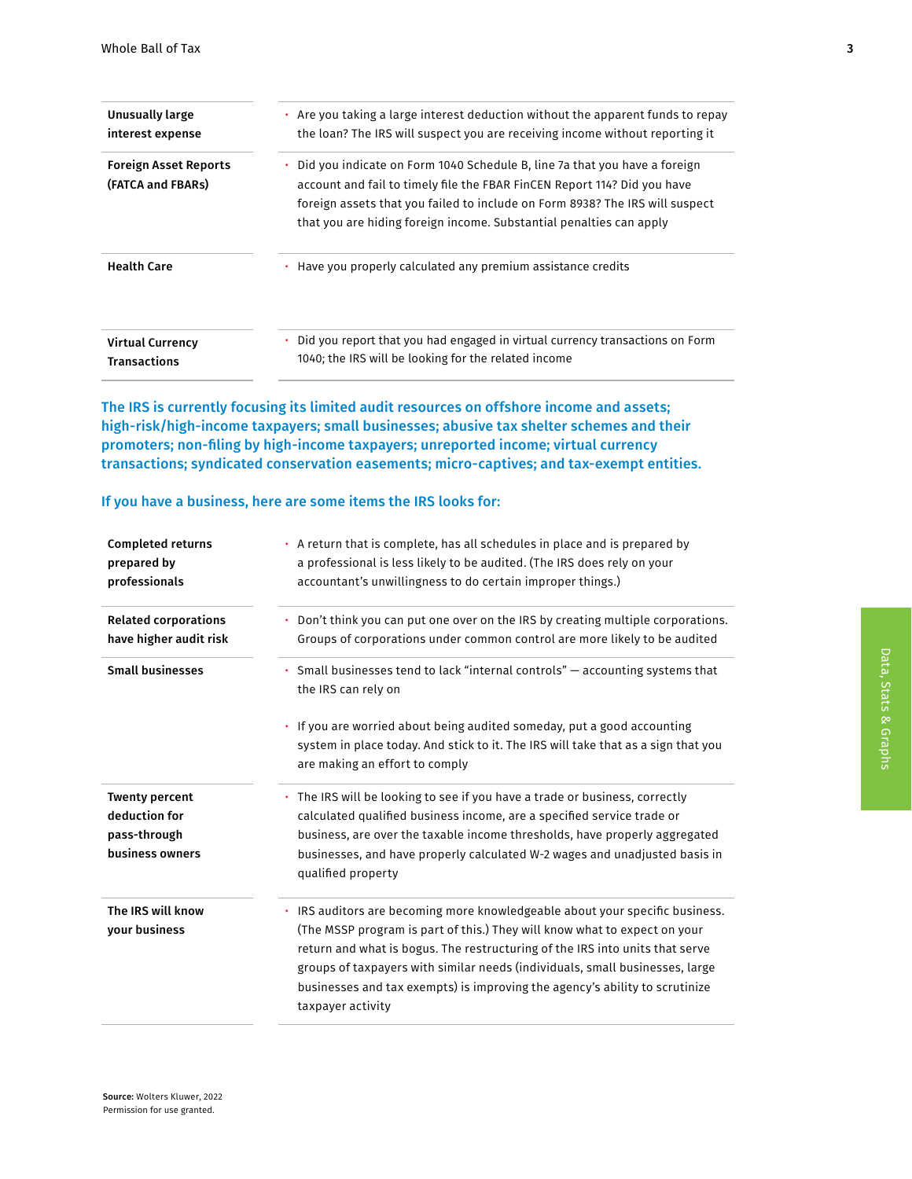| | |
|---|---|
| **Unusually large interest expense** | • Are you taking a large interest deduction without the apparent funds to repay the loan? The IRS will suspect you are receiving income without reporting it |
| **Foreign Asset Reports (FATCA and FBARs)** | • Did you indicate on Form 1040 Schedule B, line 7a that you have a foreign account and fail to timely file the FBAR FinCEN Report 114? Did you have foreign assets that you failed to include on Form 8938? The IRS will suspect that you are hiding foreign income. Substantial penalties can apply |
| **Health Care** | • Have you properly calculated any premium assistance credits |
| **Virtual Currency Transactions** | • Did you report that you had engaged in virtual currency transactions on Form 1040; the IRS will be looking for the related income |

**The IRS is currently focusing its limited audit resources on offshore income and assets; high-risk/high-income taxpayers; small businesses; abusive tax shelter schemes and their promoters; non-filing by high-income taxpayers; unreported income; virtual currency transactions; syndicated conservation easements; micro-captives; and tax-exempt entities.**

### If you have a business, here are some items the IRS looks for:

| | |
|---|---|
| **Completed returns prepared by professionals** | • A return that is complete, has all schedules in place and is prepared by a professional is less likely to be audited. (The IRS does rely on your accountant's unwillingness to do certain improper things.) |
| **Related corporations have higher audit risk** | • Don't think you can put one over on the IRS by creating multiple corporations. Groups of corporations under common control are more likely to be audited |
| **Small businesses** | • Small businesses tend to lack "internal controls" — accounting systems that the IRS can rely on<br><br>• If you are worried about being audited someday, put a good accounting system in place today. And stick to it. The IRS will take that as a sign that you are making an effort to comply |
| **Twenty percent deduction for pass-through business owners** | • The IRS will be looking to see if you have a trade or business, correctly calculated qualified business income, are a specified service trade or business, are over the taxable income thresholds, have properly aggregated businesses, and have properly calculated W-2 wages and unadjusted basis in qualified property |
| **The IRS will know your business** | • IRS auditors are becoming more knowledgeable about your specific business. (The MSSP program is part of this.) They will know what to expect on your return and what is bogus. The restructuring of the IRS into units that serve groups of taxpayers with similar needs (individuals, small businesses, large businesses and tax exempts) is improving the agency's ability to scrutinize taxpayer activity |

**Source:** Wolters Kluwer, 2022
Permission for use granted.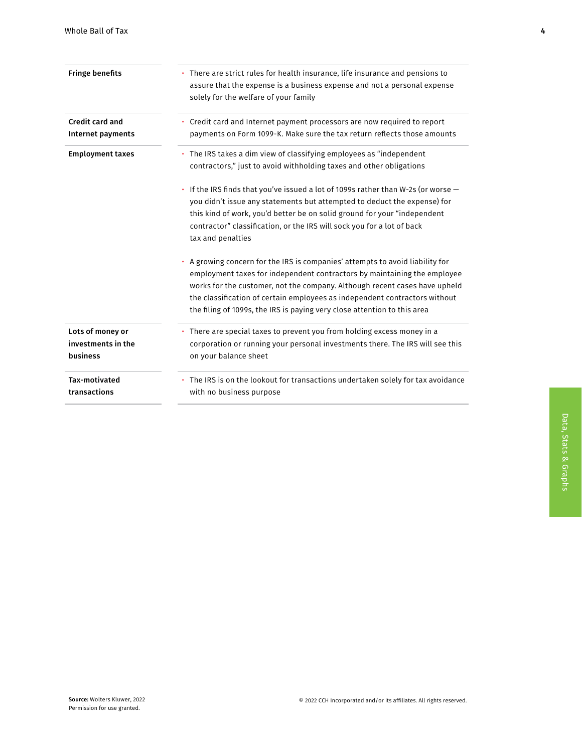| | |
|---|---|
| **Fringe benefits** | • There are strict rules for health insurance, life insurance and pensions to assure that the expense is a business expense and not a personal expense solely for the welfare of your family |
| **Credit card and Internet payments** | • Credit card and Internet payment processors are now required to report payments on Form 1099-K. Make sure the tax return reflects those amounts |
| **Employment taxes** | • The IRS takes a dim view of classifying employees as “independent contractors,” just to avoid withholding taxes and other obligations<br><br>• If the IRS finds that you’ve issued a lot of 1099s rather than W-2s (or worse — you didn’t issue any statements but attempted to deduct the expense) for this kind of work, you’d better be on solid ground for your “independent contractor” classification, or the IRS will sock you for a lot of back tax and penalties<br><br>• A growing concern for the IRS is companies’ attempts to avoid liability for employment taxes for independent contractors by maintaining the employee works for the customer, not the company. Although recent cases have upheld the classification of certain employees as independent contractors without the filing of 1099s, the IRS is paying very close attention to this area |
| **Lots of money or investments in the business** | • There are special taxes to prevent you from holding excess money in a corporation or running your personal investments there. The IRS will see this on your balance sheet |
| **Tax-motivated transactions** | • The IRS is on the lookout for transactions undertaken solely for tax avoidance with no business purpose |

**Source:** Wolters Kluwer, 2022
Permission for use granted.

© 2022 CCH Incorporated and/or its affiliates. All rights reserved.